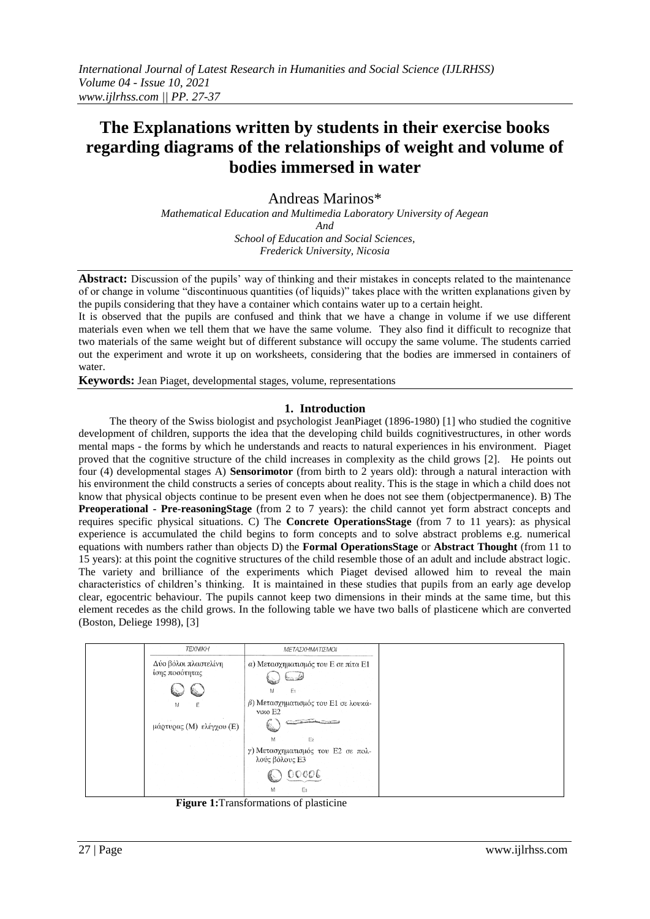# The Explanations written by students in their exercise books regarding diagrams of the relationships of weight and volume of bodies immersed in water

Andreas Marinos*

*Mathematical Education and Multimedia Laboratory University of Aegean*
*And*
*School of Education and Social Sciences, Frederick University, Nicosia*

---

**Abstract:** Discussion of the pupils' way of thinking and their mistakes in concepts related to the maintenance of or change in volume "discontinuous quantities (of liquids)" takes place with the written explanations given by the pupils considering that they have a container which contains water up to a certain height.

It is observed that the pupils are confused and think that we have a change in volume if we use different materials even when we tell them that we have the same volume. They also find it difficult to recognize that two materials of the same weight but of different substance will occupy the same volume. The students carried out the experiment and wrote it up on worksheets, considering that the bodies are immersed in containers of water.

**Keywords:** Jean Piaget, developmental stages, volume, representations

---

## 1. Introduction

The theory of the Swiss biologist and psychologist JeanPiaget (1896-1980) [1] who studied the cognitive development of children, supports the idea that the developing child builds cognitivestructures, in other words mental maps - the forms by which he understands and reacts to natural experiences in his environment. Piaget proved that the cognitive structure of the child increases in complexity as the child grows [2]. He points out four (4) developmental stages A) **Sensorimotor** (from birth to 2 years old): through a natural interaction with his environment the child constructs a series of concepts about reality. This is the stage in which a child does not know that physical objects continue to be present even when he does not see them (objectpermanence). B) The **Preoperational - Pre-reasoningStage** (from 2 to 7 years): the child cannot yet form abstract concepts and requires specific physical situations. C) The **Concrete OperationsStage** (from 7 to 11 years): as physical experience is accumulated the child begins to form concepts and to solve abstract problems e.g. numerical equations with numbers rather than objects D) the **Formal OperationsStage** or **Abstract Thought** (from 11 to 15 years): at this point the cognitive structures of the child resemble those of an adult and include abstract logic. The variety and brilliance of the experiments which Piaget devised allowed him to reveal the main characteristics of children's thinking. It is maintained in these studies that pupils from an early age develop clear, egocentric behaviour. The pupils cannot keep two dimensions in their minds at the same time, but this element recedes as the child grows. In the following table we have two balls of plasticene which are converted (Boston, Deliege 1998), [3]

| ΤΕΧΝΙΚΗ | ΜΕΤΑΣΧΗΜΑΤΙΣΜΟΙ |
|---|---|
| Δύο βόλοι πλαστελίνη ίσης ποσότητας<br>M E<br>μάρτυρας (M) ελέγχου (E) | α) Μετασχηματισμός του E σε πίτα E1<br>M E1<br>β) Μετασχηματισμός του E1 σε λουκάνικο E2<br>M E2<br>γ) Μετασχηματισμός του E2 σε πολλούς βόλους E3<br>M E3 |

**Figure 1:** Transformations of plasticine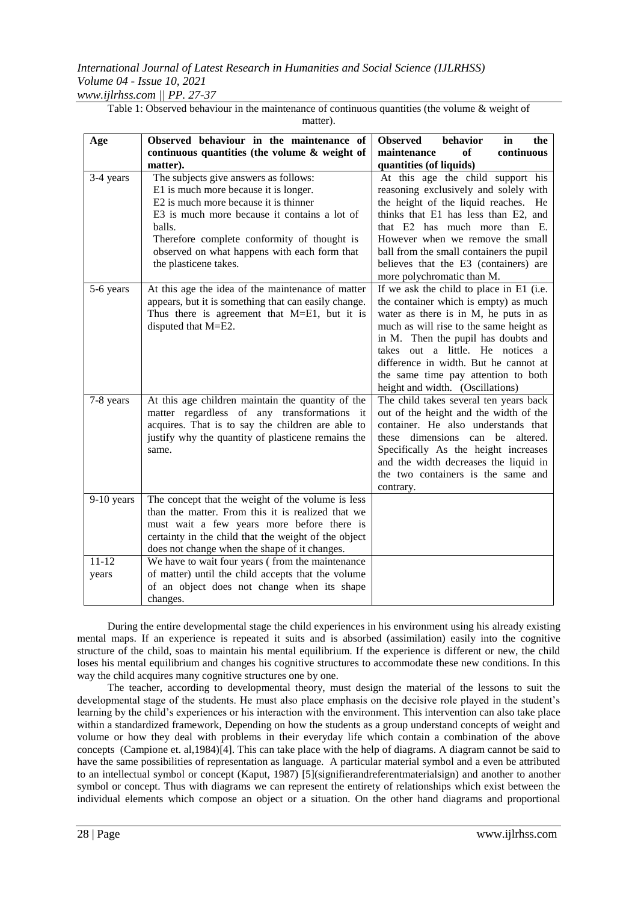Table 1: Observed behaviour in the maintenance of continuous quantities (the volume & weight of matter).

| Age | Observed behaviour in the maintenance of continuous quantities (the volume & weight of matter). | Observed behavior in the maintenance of continuous quantities (of liquids) |
|---|---|---|
| 3-4 years | The subjects give answers as follows: E1 is much more because it is longer. E2 is much more because it is thinner E3 is much more because it contains a lot of balls. Therefore complete conformity of thought is observed on what happens with each form that the plasticene takes. | At this age the child support his reasoning exclusively and solely with the height of the liquid reaches. He thinks that E1 has less than E2, and that E2 has much more than E. However when we remove the small ball from the small containers the pupil believes that the E3 (containers) are more polychromatic than M. |
| 5-6 years | At this age the idea of the maintenance of matter appears, but it is something that can easily change. Thus there is agreement that M=E1, but it is disputed that M=E2. | If we ask the child to place in E1 (i.e. the container which is empty) as much water as there is in M, he puts in as much as will rise to the same height as in M. Then the pupil has doubts and takes out a little. He notices a difference in width. But he cannot at the same time pay attention to both height and width. (Oscillations) |
| 7-8 years | At this age children maintain the quantity of the matter regardless of any transformations it acquires. That is to say the children are able to justify why the quantity of plasticene remains the same. | The child takes several ten years back out of the height and the width of the container. He also understands that these dimensions can be altered. Specifically As the height increases and the width decreases the liquid in the two containers is the same and contrary. |
| 9-10 years | The concept that the weight of the volume is less than the matter. From this it is realized that we must wait a few years more before there is certainty in the child that the weight of the object does not change when the shape of it changes. | |
| 11-12 years | We have to wait four years ( from the maintenance of matter) until the child accepts that the volume of an object does not change when its shape changes. | |

During the entire developmental stage the child experiences in his environment using his already existing mental maps. If an experience is repeated it suits and is absorbed (assimilation) easily into the cognitive structure of the child, soas to maintain his mental equilibrium. If the experience is different or new, the child loses his mental equilibrium and changes his cognitive structures to accommodate these new conditions. In this way the child acquires many cognitive structures one by one.

The teacher, according to developmental theory, must design the material of the lessons to suit the developmental stage of the students. He must also place emphasis on the decisive role played in the student's learning by the child's experiences or his interaction with the environment. This intervention can also take place within a standardized framework, Depending on how the students as a group understand concepts of weight and volume or how they deal with problems in their everyday life which contain a combination of the above concepts (Campione et. al,1984)[4]. This can take place with the help of diagrams. A diagram cannot be said to have the same possibilities of representation as language. A particular material symbol and a even be attributed to an intellectual symbol or concept (Kaput, 1987) [5](signifierandreferentmaterialsign) and another to another symbol or concept. Thus with diagrams we can represent the entirety of relationships which exist between the individual elements which compose an object or a situation. On the other hand diagrams and proportional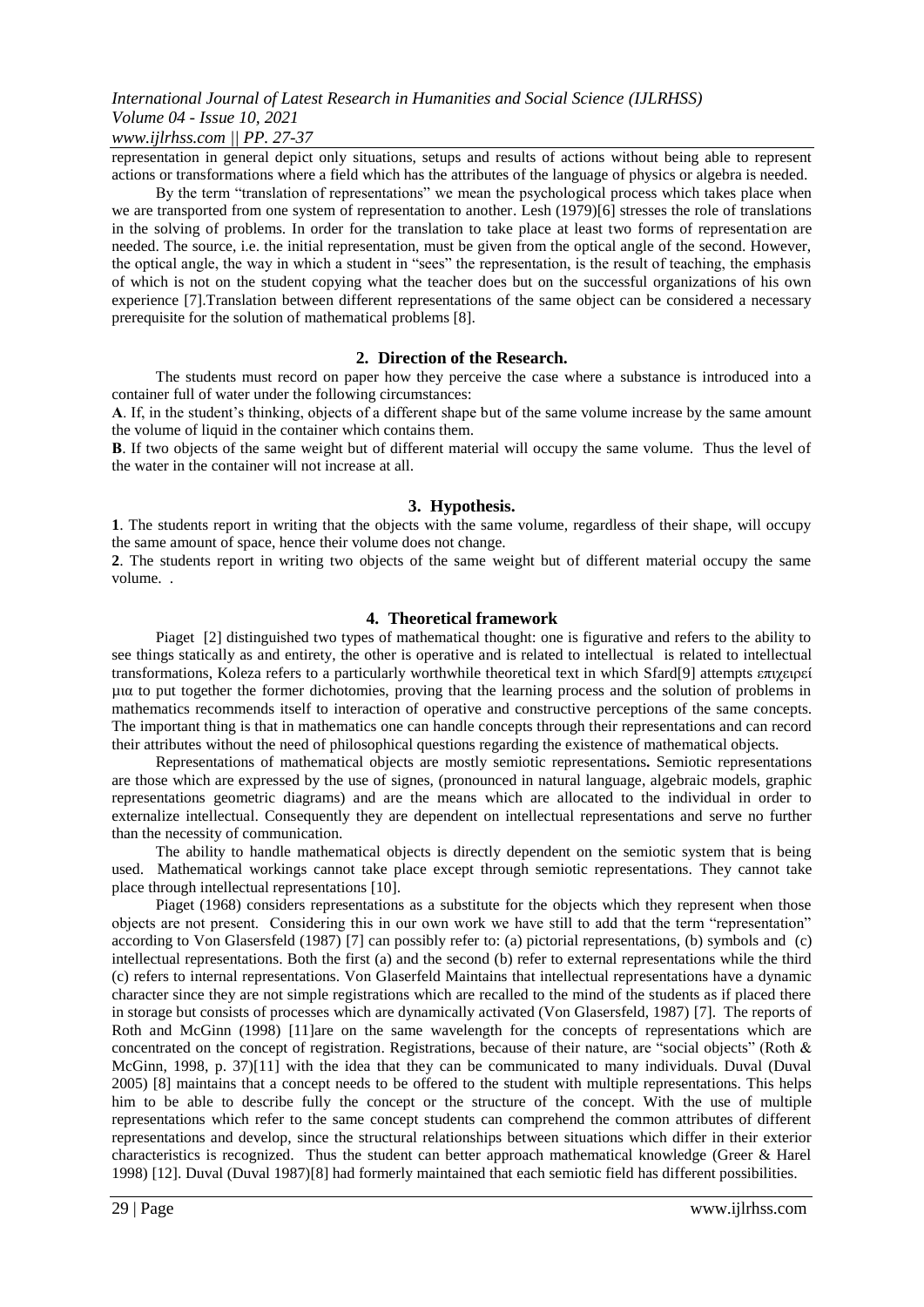representation in general depict only situations, setups and results of actions without being able to represent actions or transformations where a field which has the attributes of the language of physics or algebra is needed.

By the term "translation of representations" we mean the psychological process which takes place when we are transported from one system of representation to another. Lesh (1979)[6] stresses the role of translations in the solving of problems. In order for the translation to take place at least two forms of representation are needed. The source, i.e. the initial representation, must be given from the optical angle of the second. However, the optical angle, the way in which a student in "sees" the representation, is the result of teaching, the emphasis of which is not on the student copying what the teacher does but on the successful organizations of his own experience [7].Translation between different representations of the same object can be considered a necessary prerequisite for the solution of mathematical problems [8].

## 2. Direction of the Research.

The students must record on paper how they perceive the case where a substance is introduced into a container full of water under the following circumstances:

**A**. If, in the student's thinking, objects of a different shape but of the same volume increase by the same amount the volume of liquid in the container which contains them.

**B**. If two objects of the same weight but of different material will occupy the same volume. Thus the level of the water in the container will not increase at all.

## 3. Hypothesis.

**1**. The students report in writing that the objects with the same volume, regardless of their shape, will occupy the same amount of space, hence their volume does not change.

**2**. The students report in writing two objects of the same weight but of different material occupy the same volume. .

## 4. Theoretical framework

Piaget [2] distinguished two types of mathematical thought: one is figurative and refers to the ability to see things statically as and entirety, the other is operative and is related to intellectual is related to intellectual transformations, Koleza refers to a particularly worthwhile theoretical text in which Sfard[9] attempts επιχειρεί μια to put together the former dichotomies, proving that the learning process and the solution of problems in mathematics recommends itself to interaction of operative and constructive perceptions of the same concepts. The important thing is that in mathematics one can handle concepts through their representations and can record their attributes without the need of philosophical questions regarding the existence of mathematical objects.

Representations of mathematical objects are mostly semiotic representations**.** Semiotic representations are those which are expressed by the use of signes, (pronounced in natural language, algebraic models, graphic representations geometric diagrams) and are the means which are allocated to the individual in order to externalize intellectual. Consequently they are dependent on intellectual representations and serve no further than the necessity of communication.

The ability to handle mathematical objects is directly dependent on the semiotic system that is being used. Mathematical workings cannot take place except through semiotic representations. They cannot take place through intellectual representations [10].

Piaget (1968) considers representations as a substitute for the objects which they represent when those objects are not present. Considering this in our own work we have still to add that the term "representation" according to Von Glasersfeld (1987) [7] can possibly refer to: (a) pictorial representations, (b) symbols and (c) intellectual representations. Both the first (a) and the second (b) refer to external representations while the third (c) refers to internal representations. Von Glaserfeld Maintains that intellectual representations have a dynamic character since they are not simple registrations which are recalled to the mind of the students as if placed there in storage but consists of processes which are dynamically activated (Von Glasersfeld, 1987) [7]. The reports of Roth and McGinn (1998) [11]are on the same wavelength for the concepts of representations which are concentrated on the concept of registration. Registrations, because of their nature, are "social objects" (Roth & McGinn, 1998, p. 37)[11] with the idea that they can be communicated to many individuals. Duval (Duval 2005) [8] maintains that a concept needs to be offered to the student with multiple representations. This helps him to be able to describe fully the concept or the structure of the concept. With the use of multiple representations which refer to the same concept students can comprehend the common attributes of different representations and develop, since the structural relationships between situations which differ in their exterior characteristics is recognized. Thus the student can better approach mathematical knowledge (Greer & Harel 1998) [12]. Duval (Duval 1987)[8] had formerly maintained that each semiotic field has different possibilities.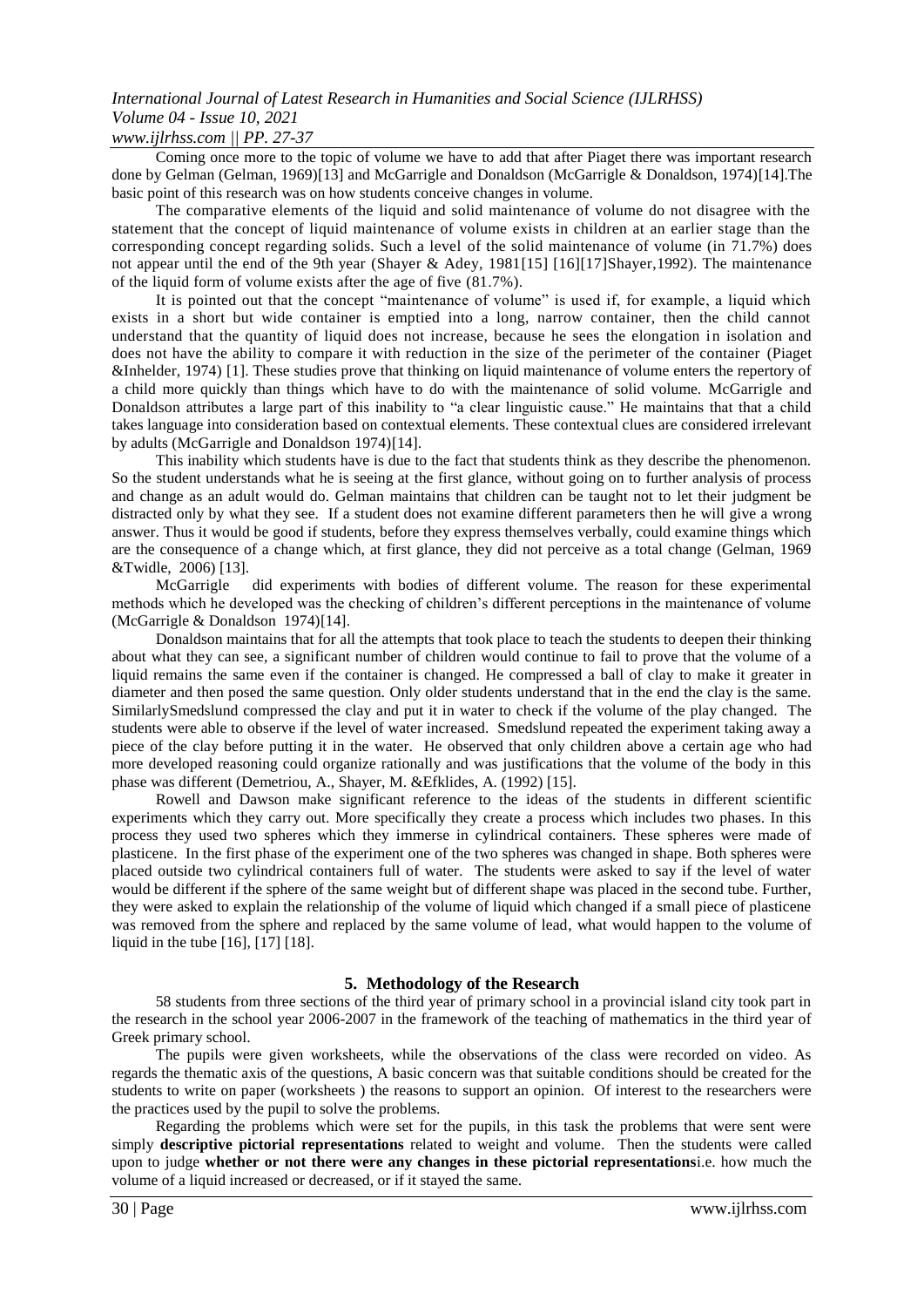Coming once more to the topic of volume we have to add that after Piaget there was important research done by Gelman (Gelman, 1969)[13] and McGarrigle and Donaldson (McGarrigle & Donaldson, 1974)[14].The basic point of this research was on how students conceive changes in volume.

The comparative elements of the liquid and solid maintenance of volume do not disagree with the statement that the concept of liquid maintenance of volume exists in children at an earlier stage than the corresponding concept regarding solids. Such a level of the solid maintenance of volume (in 71.7%) does not appear until the end of the 9th year (Shayer & Adey, 1981[15] [16][17]Shayer,1992). The maintenance of the liquid form of volume exists after the age of five (81.7%).

It is pointed out that the concept "maintenance of volume" is used if, for example, a liquid which exists in a short but wide container is emptied into a long, narrow container, then the child cannot understand that the quantity of liquid does not increase, because he sees the elongation in isolation and does not have the ability to compare it with reduction in the size of the perimeter of the container (Piaget &Inhelder, 1974) [1]. These studies prove that thinking on liquid maintenance of volume enters the repertory of a child more quickly than things which have to do with the maintenance of solid volume. McGarrigle and Donaldson attributes a large part of this inability to "a clear linguistic cause." He maintains that that a child takes language into consideration based on contextual elements. These contextual clues are considered irrelevant by adults (McGarrigle and Donaldson 1974)[14].

This inability which students have is due to the fact that students think as they describe the phenomenon. So the student understands what he is seeing at the first glance, without going on to further analysis of process and change as an adult would do. Gelman maintains that children can be taught not to let their judgment be distracted only by what they see. If a student does not examine different parameters then he will give a wrong answer. Thus it would be good if students, before they express themselves verbally, could examine things which are the consequence of a change which, at first glance, they did not perceive as a total change (Gelman, 1969 &Twidle, 2006) [13].

McGarrigle did experiments with bodies of different volume. The reason for these experimental methods which he developed was the checking of children's different perceptions in the maintenance of volume (McGarrigle & Donaldson 1974)[14].

Donaldson maintains that for all the attempts that took place to teach the students to deepen their thinking about what they can see, a significant number of children would continue to fail to prove that the volume of a liquid remains the same even if the container is changed. He compressed a ball of clay to make it greater in diameter and then posed the same question. Only older students understand that in the end the clay is the same. SimilarlySmedslund compressed the clay and put it in water to check if the volume of the play changed. The students were able to observe if the level of water increased. Smedslund repeated the experiment taking away a piece of the clay before putting it in the water. He observed that only children above a certain age who had more developed reasoning could organize rationally and was justifications that the volume of the body in this phase was different (Demetriou, A., Shayer, M. &Efklides, A. (1992) [15].

Rowell and Dawson make significant reference to the ideas of the students in different scientific experiments which they carry out. More specifically they create a process which includes two phases. In this process they used two spheres which they immerse in cylindrical containers. These spheres were made of plasticene. In the first phase of the experiment one of the two spheres was changed in shape. Both spheres were placed outside two cylindrical containers full of water. The students were asked to say if the level of water would be different if the sphere of the same weight but of different shape was placed in the second tube. Further, they were asked to explain the relationship of the volume of liquid which changed if a small piece of plasticene was removed from the sphere and replaced by the same volume of lead, what would happen to the volume of liquid in the tube [16], [17] [18].

## 5. Methodology of the Research

58 students from three sections of the third year of primary school in a provincial island city took part in the research in the school year 2006-2007 in the framework of the teaching of mathematics in the third year of Greek primary school.

The pupils were given worksheets, while the observations of the class were recorded on video. As regards the thematic axis of the questions, A basic concern was that suitable conditions should be created for the students to write on paper (worksheets ) the reasons to support an opinion. Of interest to the researchers were the practices used by the pupil to solve the problems.

Regarding the problems which were set for the pupils, in this task the problems that were sent were simply **descriptive pictorial representations** related to weight and volume. Then the students were called upon to judge **whether or not there were any changes in these pictorial representations**i.e. how much the volume of a liquid increased or decreased, or if it stayed the same.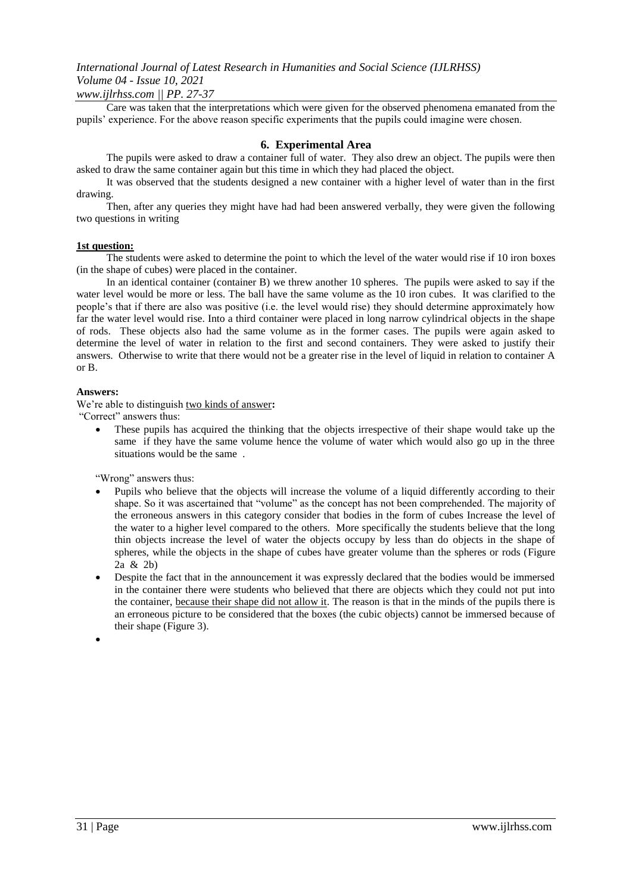Care was taken that the interpretations which were given for the observed phenomena emanated from the pupils' experience. For the above reason specific experiments that the pupils could imagine were chosen.

## 6. Experimental Area

The pupils were asked to draw a container full of water. They also drew an object. The pupils were then asked to draw the same container again but this time in which they had placed the object.

It was observed that the students designed a new container with a higher level of water than in the first drawing.

Then, after any queries they might have had had been answered verbally, they were given the following two questions in writing

**1st question:**

The students were asked to determine the point to which the level of the water would rise if 10 iron boxes (in the shape of cubes) were placed in the container.

In an identical container (container B) we threw another 10 spheres. The pupils were asked to say if the water level would be more or less. The ball have the same volume as the 10 iron cubes. It was clarified to the people's that if there are also was positive (i.e. the level would rise) they should determine approximately how far the water level would rise. Into a third container were placed in long narrow cylindrical objects in the shape of rods. These objects also had the same volume as in the former cases. The pupils were again asked to determine the level of water in relation to the first and second containers. They were asked to justify their answers. Otherwise to write that there would not be a greater rise in the level of liquid in relation to container A or B.

**Answers:**

We're able to distinguish two kinds of answer**:**

"Correct" answers thus:

- These pupils has acquired the thinking that the objects irrespective of their shape would take up the same if they have the same volume hence the volume of water which would also go up in the three situations would be the same .

"Wrong" answers thus:

- Pupils who believe that the objects will increase the volume of a liquid differently according to their shape. So it was ascertained that "volume" as the concept has not been comprehended. The majority of the erroneous answers in this category consider that bodies in the form of cubes Increase the level of the water to a higher level compared to the others. More specifically the students believe that the long thin objects increase the level of water the objects occupy by less than do objects in the shape of spheres, while the objects in the shape of cubes have greater volume than the spheres or rods (Figure 2a & 2b)
- Despite the fact that in the announcement it was expressly declared that the bodies would be immersed in the container there were students who believed that there are objects which they could not put into the container, because their shape did not allow it. The reason is that in the minds of the pupils there is an erroneous picture to be considered that the boxes (the cubic objects) cannot be immersed because of their shape (Figure 3).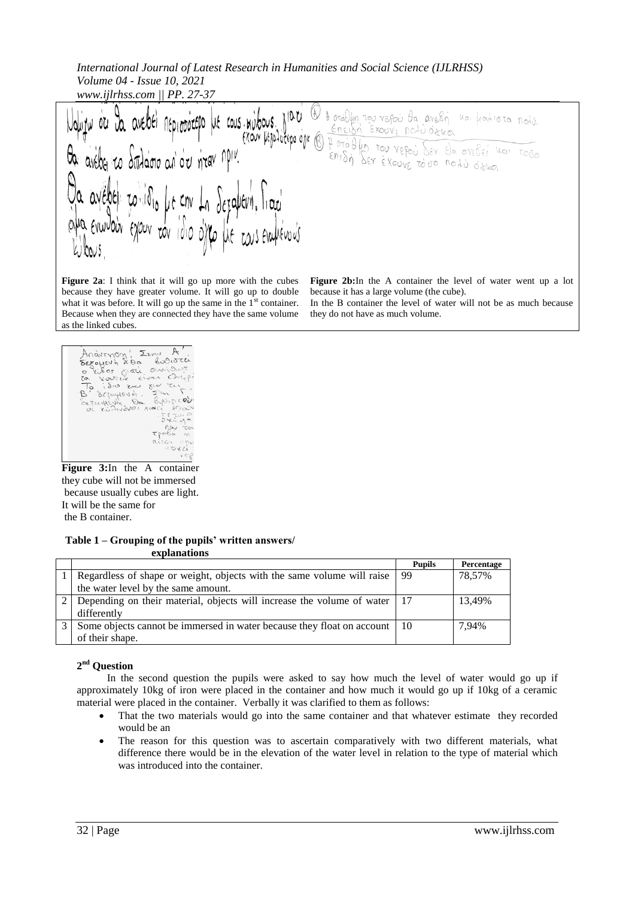**Figure 2a**: I think that it will go up more with the cubes because they have greater volume. It will go up to double what it was before. It will go up the same in the 1st container. Because when they are connected they have the same volume as the linked cubes.

**Figure 2b:** In the A container the level of water went up a lot because it has a large volume (the cube).
In the B container the level of water will not be as much because they do not have as much volume.

**Figure 3:** In the A container they cube will not be immersed because usually cubes are light. It will be the same for the B container.

**Table 1 – Grouping of the pupils' written answers/ explanations**

| | | Pupils | Percentage |
|---|---|---|---|
| 1 | Regardless of shape or weight, objects with the same volume will raise the water level by the same amount. | 99 | 78,57% |
| 2 | Depending on their material, objects will increase the volume of water differently | 17 | 13,49% |
| 3 | Some objects cannot be immersed in water because they float on account of their shape. | 10 | 7,94% |

### 2nd Question

In the second question the pupils were asked to say how much the level of water would go up if approximately 10kg of iron were placed in the container and how much it would go up if 10kg of a ceramic material were placed in the container. Verbally it was clarified to them as follows:

- That the two materials would go into the same container and that whatever estimate they recorded would be an
- The reason for this question was to ascertain comparatively with two different materials, what difference there would be in the elevation of the water level in relation to the type of material which was introduced into the container.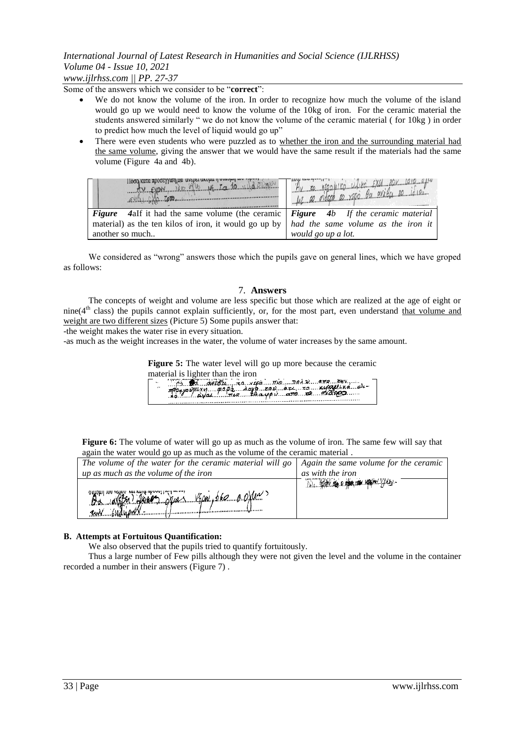Some of the answers which we consider to be "**correct**":

- We do not know the volume of the iron. In order to recognize how much the volume of the island would go up we would need to know the volume of the 10kg of iron. For the ceramic material the students answered similarly " we do not know the volume of the ceramic material ( for 10kg ) in order to predict how much the level of liquid would go up"
- There were even students who were puzzled as to whether the iron and the surrounding material had the same volume, giving the answer that we would have the same result if the materials had the same volume (Figure 4a and 4b).

| *Figure 4a* If it had the same volume (the ceramic material) as the ten kilos of iron, it would go up by another so much.. | *Figure 4b If the ceramic material had the same volume as the iron it would go up a lot.* |
|---|---|

We considered as "wrong" answers those which the pupils gave on general lines, which we have groped as follows:

## 7. Answers

The concepts of weight and volume are less specific but those which are realized at the age of eight or nine(4th class) the pupils cannot explain sufficiently, or, for the most part, even understand that volume and weight are two different sizes (Picture 5) Some pupils answer that:

-the weight makes the water rise in every situation.

-as much as the weight increases in the water, the volume of water increases by the same amount.

**Figure 5:** The water level will go up more because the ceramic material is lighter than the iron

**Figure 6:** The volume of water will go up as much as the volume of iron. The same few will say that again the water would go up as much as the volume of the ceramic material .

| *The volume of the water for the ceramic material will go up as much as the volume of the iron* | *Again the same volume for the ceramic as with the iron* |
|---|---|

### B. Attempts at Fortuitous Quantification:

We also observed that the pupils tried to quantify fortuitously.

Thus a large number of Few pills although they were not given the level and the volume in the container recorded a number in their answers (Figure 7) .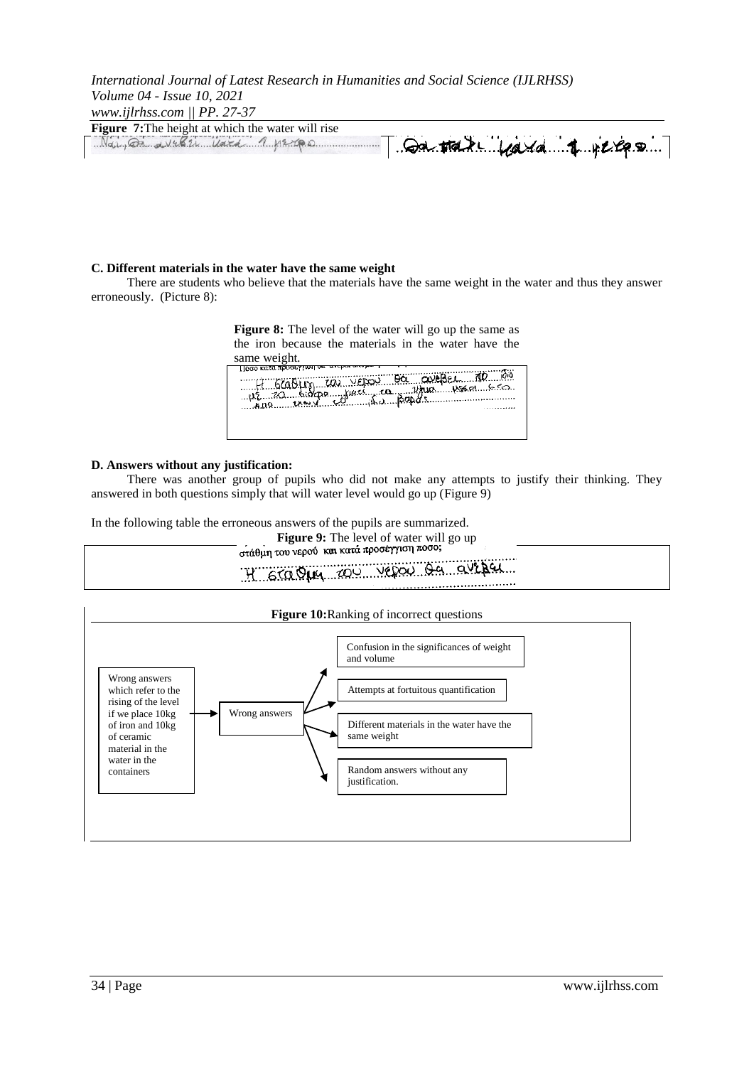**Figure 7:** The height at which the water will rise

Ναι, θα ανέβει κατά 1 μέτρο | Θα πάλι κατά 1 μέτρο

### C. Different materials in the water have the same weight

There are students who believe that the materials have the same weight in the water and thus they answer erroneously. (Picture 8):

**Figure 8:** The level of the water will go up the same as the iron because the materials in the water have the same weight.

Η στάθμη του νερού θα ανέβει το ίδιο με το σίδερο γιατί τα υλικά μέσα στο νερό έχουν το ίδιο βάρος.

### D. Answers without any justification:

There was another group of pupils who did not make any attempts to justify their thinking. They answered in both questions simply that will water level would go up (Figure 9)

In the following table the erroneous answers of the pupils are summarized.

**Figure 9:** The level of water will go up

στάθμη του νερού και κατά προσέγγιση πόσο;

Η στάθμη του νερού θα ανέβει

**Figure 10:** Ranking of incorrect questions

- Wrong answers which refer to the rising of the level if we place 10kg of iron and 10kg of ceramic material in the water in the containers → Wrong answers
  - Confusion in the significances of weight and volume
  - Attempts at fortuitous quantification
  - Different materials in the water have the same weight
  - Random answers without any justification.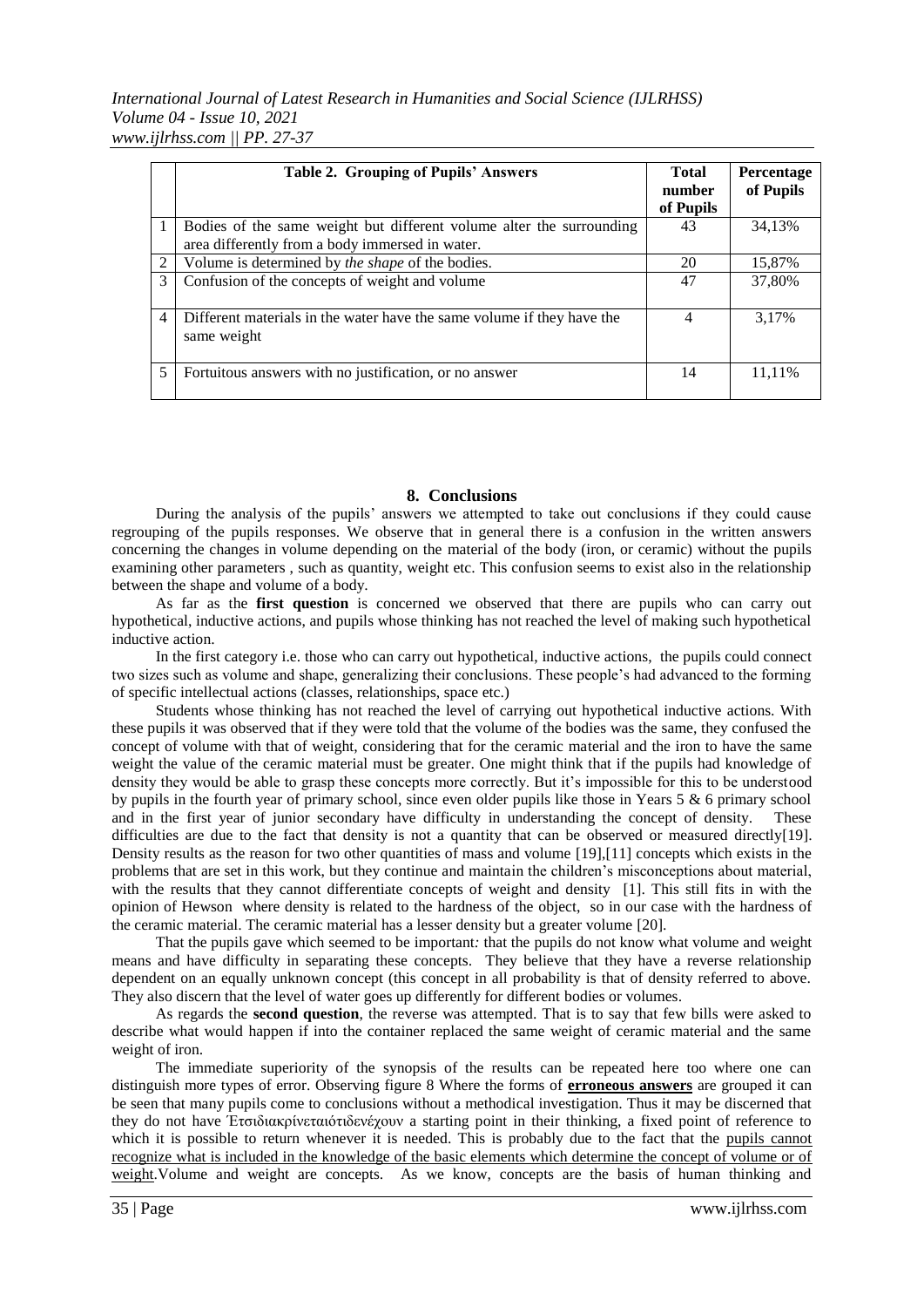|   | **Table 2. Grouping of Pupils' Answers** | **Total number of Pupils** | **Percentage of Pupils** |
|---|---|---|---|
| 1 | Bodies of the same weight but different volume alter the surrounding area differently from a body immersed in water. | 43 | 34,13% |
| 2 | Volume is determined by *the shape* of the bodies. | 20 | 15,87% |
| 3 | Confusion of the concepts of weight and volume | 47 | 37,80% |
| 4 | Different materials in the water have the same volume if they have the same weight | 4 | 3,17% |
| 5 | Fortuitous answers with no justification, or no answer | 14 | 11,11% |

## 8. Conclusions

During the analysis of the pupils' answers we attempted to take out conclusions if they could cause regrouping of the pupils responses. We observe that in general there is a confusion in the written answers concerning the changes in volume depending on the material of the body (iron, or ceramic) without the pupils examining other parameters , such as quantity, weight etc. This confusion seems to exist also in the relationship between the shape and volume of a body.

As far as the **first question** is concerned we observed that there are pupils who can carry out hypothetical, inductive actions, and pupils whose thinking has not reached the level of making such hypothetical inductive action.

In the first category i.e. those who can carry out hypothetical, inductive actions, the pupils could connect two sizes such as volume and shape, generalizing their conclusions. These people's had advanced to the forming of specific intellectual actions (classes, relationships, space etc.)

Students whose thinking has not reached the level of carrying out hypothetical inductive actions. With these pupils it was observed that if they were told that the volume of the bodies was the same, they confused the concept of volume with that of weight, considering that for the ceramic material and the iron to have the same weight the value of the ceramic material must be greater. One might think that if the pupils had knowledge of density they would be able to grasp these concepts more correctly. But it's impossible for this to be understood by pupils in the fourth year of primary school, since even older pupils like those in Years 5 & 6 primary school and in the first year of junior secondary have difficulty in understanding the concept of density. These difficulties are due to the fact that density is not a quantity that can be observed or measured directly[19]. Density results as the reason for two other quantities of mass and volume [19],[11] concepts which exists in the problems that are set in this work, but they continue and maintain the children's misconceptions about material, with the results that they cannot differentiate concepts of weight and density [1]. This still fits in with the opinion of Hewson where density is related to the hardness of the object, so in our case with the hardness of the ceramic material. The ceramic material has a lesser density but a greater volume [20].

That the pupils gave which seemed to be important*:* that the pupils do not know what volume and weight means and have difficulty in separating these concepts. They believe that they have a reverse relationship dependent on an equally unknown concept (this concept in all probability is that of density referred to above. They also discern that the level of water goes up differently for different bodies or volumes.

As regards the **second question**, the reverse was attempted. That is to say that few bills were asked to describe what would happen if into the container replaced the same weight of ceramic material and the same weight of iron.

The immediate superiority of the synopsis of the results can be repeated here too where one can distinguish more types of error. Observing figure 8 Where the forms of **erroneous answers** are grouped it can be seen that many pupils come to conclusions without a methodical investigation. Thus it may be discerned that they do not have Έτσιδιακρίνεταιότιδενέχουν a starting point in their thinking, a fixed point of reference to which it is possible to return whenever it is needed. This is probably due to the fact that the pupils cannot recognize what is included in the knowledge of the basic elements which determine the concept of volume or of weight.Volume and weight are concepts. As we know, concepts are the basis of human thinking and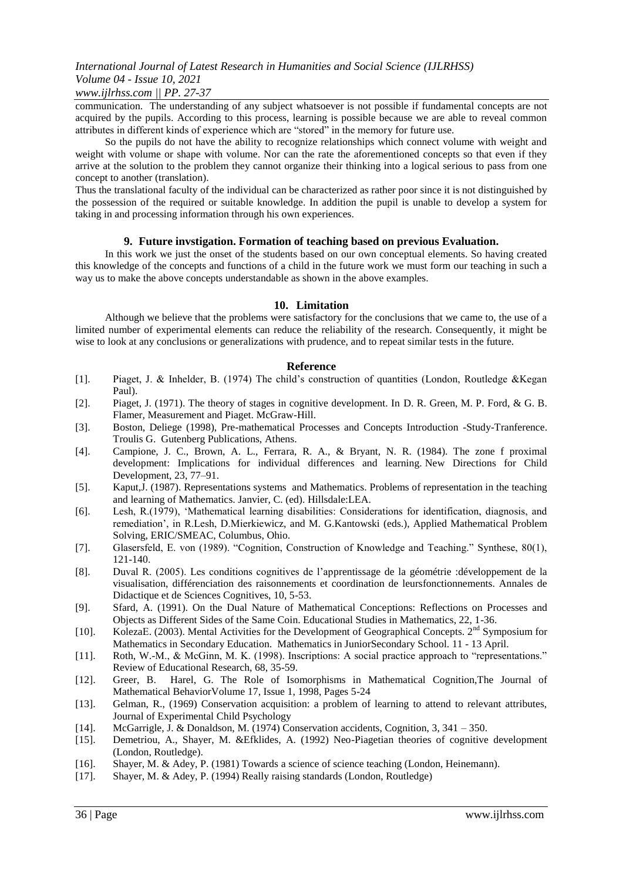communication. The understanding of any subject whatsoever is not possible if fundamental concepts are not acquired by the pupils. According to this process, learning is possible because we are able to reveal common attributes in different kinds of experience which are "stored" in the memory for future use.

So the pupils do not have the ability to recognize relationships which connect volume with weight and weight with volume or shape with volume. Nor can the rate the aforementioned concepts so that even if they arrive at the solution to the problem they cannot organize their thinking into a logical serious to pass from one concept to another (translation).

Thus the translational faculty of the individual can be characterized as rather poor since it is not distinguished by the possession of the required or suitable knowledge. In addition the pupil is unable to develop a system for taking in and processing information through his own experiences.

## 9. Future invstigation. Formation of teaching based on previous Evaluation.

In this work we just the onset of the students based on our own conceptual elements. So having created this knowledge of the concepts and functions of a child in the future work we must form our teaching in such a way us to make the above concepts understandable as shown in the above examples.

## 10. Limitation

Although we believe that the problems were satisfactory for the conclusions that we came to, the use of a limited number of experimental elements can reduce the reliability of the research. Consequently, it might be wise to look at any conclusions or generalizations with prudence, and to repeat similar tests in the future.

## Reference

[1]. Piaget, J. & Inhelder, B. (1974) The child's construction of quantities (London, Routledge &Kegan Paul).

[2]. Piaget, J. (1971). The theory of stages in cognitive development. In D. R. Green, M. P. Ford, & G. B. Flamer, Measurement and Piaget. McGraw-Hill.

[3]. Boston, Deliege (1998), Pre-mathematical Processes and Concepts Introduction -Study-Tranference. Troulis G. Gutenberg Publications, Athens.

[4]. Campione, J. C., Brown, A. L., Ferrara, R. A., & Bryant, N. R. (1984). The zone f proximal development: Implications for individual differences and learning. New Directions for Child Development, 23, 77–91.

[5]. Kaput,J. (1987). Representations systems and Mathematics. Problems of representation in the teaching and learning of Mathematics. Janvier, C. (ed). Hillsdale:LEA.

[6]. Lesh, R.(1979), 'Mathematical learning disabilities: Considerations for identification, diagnosis, and remediation', in R.Lesh, D.Mierkiewicz, and M. G.Kantowski (eds.), Applied Mathematical Problem Solving, ERIC/SMEAC, Columbus, Ohio.

[7]. Glasersfeld, E. von (1989). "Cognition, Construction of Knowledge and Teaching." Synthese, 80(1), 121-140.

[8]. Duval R. (2005). Les conditions cognitives de l'apprentissage de la géométrie :développement de la visualisation, différenciation des raisonnements et coordination de leursfonctionnements. Annales de Didactique et de Sciences Cognitives, 10, 5-53.

[9]. Sfard, A. (1991). On the Dual Nature of Mathematical Conceptions: Reflections on Processes and Objects as Different Sides of the Same Coin. Educational Studies in Mathematics, 22, 1-36.

[10]. KolezaE. (2003). Mental Activities for the Development of Geographical Concepts. 2nd Symposium for Mathematics in Secondary Education. Mathematics in JuniorSecondary School. 11 - 13 April.

[11]. Roth, W.-M., & McGinn, M. K. (1998). Inscriptions: A social practice approach to "representations." Review of Educational Research, 68, 35-59.

[12]. Greer, B. Harel, G. The Role of Isomorphisms in Mathematical Cognition,The Journal of Mathematical BehaviorVolume 17, Issue 1, 1998, Pages 5-24

[13]. Gelman, R., (1969) Conservation acquisition: a problem of learning to attend to relevant attributes, Journal of Experimental Child Psychology

[14]. McGarrigle, J. & Donaldson, M. (1974) Conservation accidents, Cognition, 3, 341 – 350.

[15]. Demetriou, A., Shayer, M. &Efklides, A. (1992) Neo-Piagetian theories of cognitive development (London, Routledge).

[16]. Shayer, M. & Adey, P. (1981) Towards a science of science teaching (London, Heinemann).

[17]. Shayer, M. & Adey, P. (1994) Really raising standards (London, Routledge)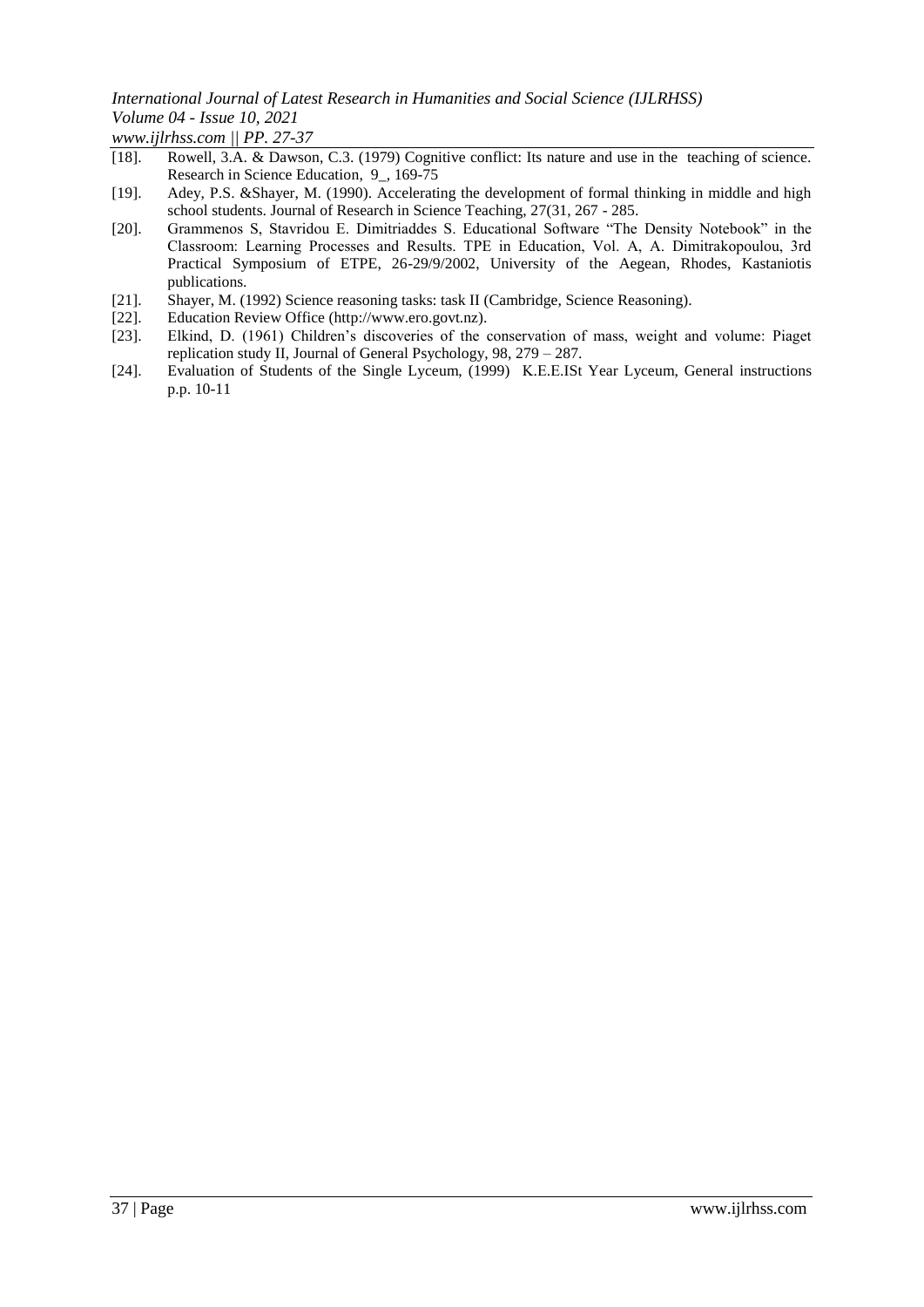[18]. Rowell, 3.A. & Dawson, C.3. (1979) Cognitive conflict: Its nature and use in the teaching of science. Research in Science Education, 9_, 169-75

[19]. Adey, P.S. &Shayer, M. (1990). Accelerating the development of formal thinking in middle and high school students. Journal of Research in Science Teaching, 27(31, 267 - 285.

[20]. Grammenos S, Stavridou E. Dimitriaddes S. Educational Software "The Density Notebook" in the Classroom: Learning Processes and Results. TPE in Education, Vol. A, A. Dimitrakopoulou, 3rd Practical Symposium of ETPE, 26-29/9/2002, University of the Aegean, Rhodes, Kastaniotis publications.

[21]. Shayer, M. (1992) Science reasoning tasks: task II (Cambridge, Science Reasoning).

[22]. Education Review Office (http://www.ero.govt.nz).

[23]. Elkind, D. (1961) Children's discoveries of the conservation of mass, weight and volume: Piaget replication study II, Journal of General Psychology, 98, 279 – 287.

[24]. Evaluation of Students of the Single Lyceum, (1999) K.E.E.ISt Year Lyceum, General instructions p.p. 10-11